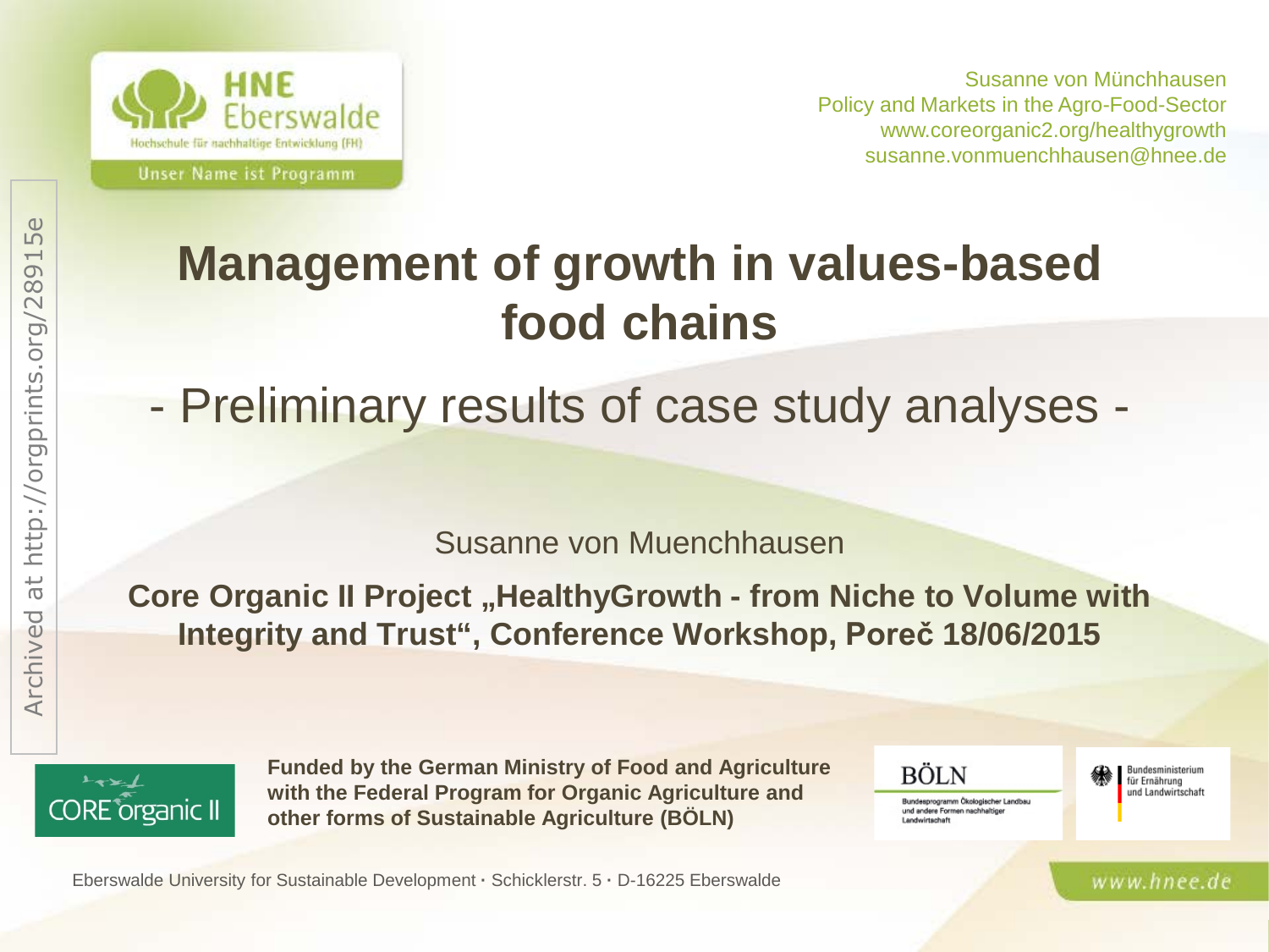HNE Eberswalde

Hochschule für nachhaltige Entwicklung (FH)

Unser Name ist Programm

Susanne von Münchhausen
Policy and Markets in the Agro-Food-Sector
www.coreorganic2.org/healthygrowth
susanne.vonmuenchhausen@hnee.de

Archived at http://orgprints.org/28915e

# Management of growth in values-based food chains

## - Preliminary results of case study analyses -

Susanne von Muenchhausen

**Core Organic II Project „HealthyGrowth - from Niche to Volume with Integrity and Trust“, Conference Workshop, Poreč 18/06/2015**

CORE organic II

**Funded by the German Ministry of Food and Agriculture with the Federal Program for Organic Agriculture and other forms of Sustainable Agriculture (BÖLN)**

BÖLN
Bundesprogramm Ökologischer Landbau und andere Formen nachhaltiger Landwirtschaft

Bundesministerium für Ernährung und Landwirtschaft

Eberswalde University for Sustainable Development · Schicklerstr. 5 · D-16225 Eberswalde

www.hnee.de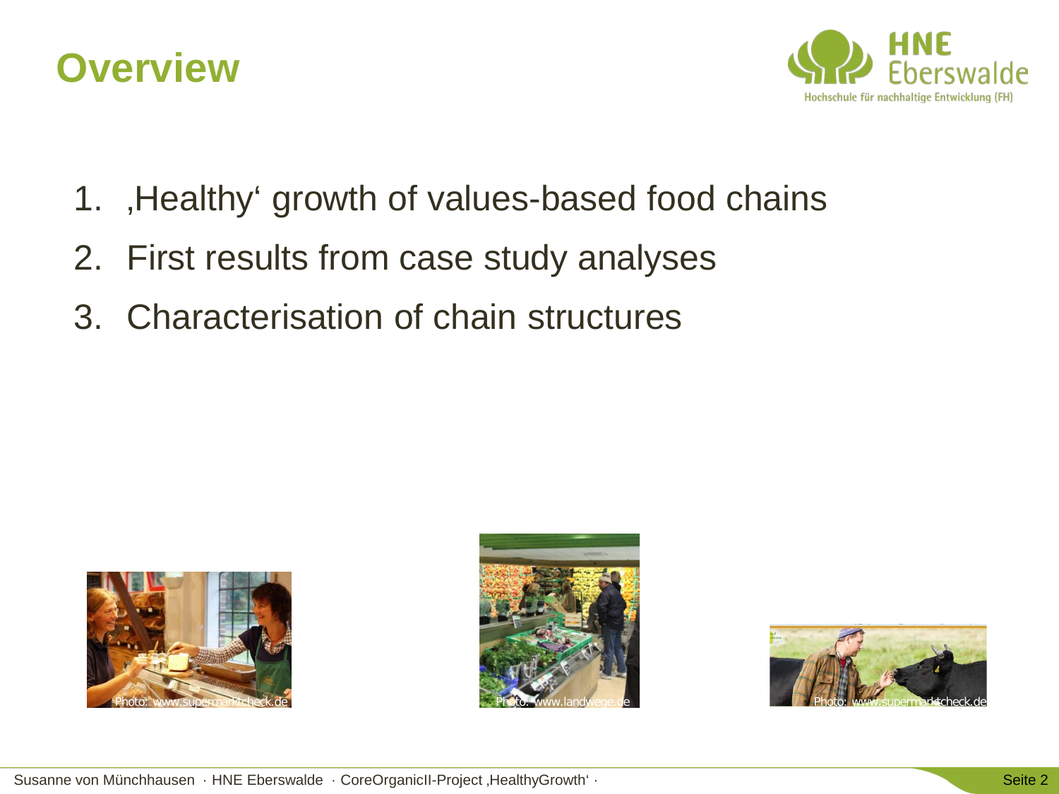# Overview

1. ‚Healthy' growth of values-based food chains
2. First results from case study analyses
3. Characterisation of chain structures

Photo: www.supermarktcheck.de

Photo: www.landwege.de

Photo: www.supermarktcheck.de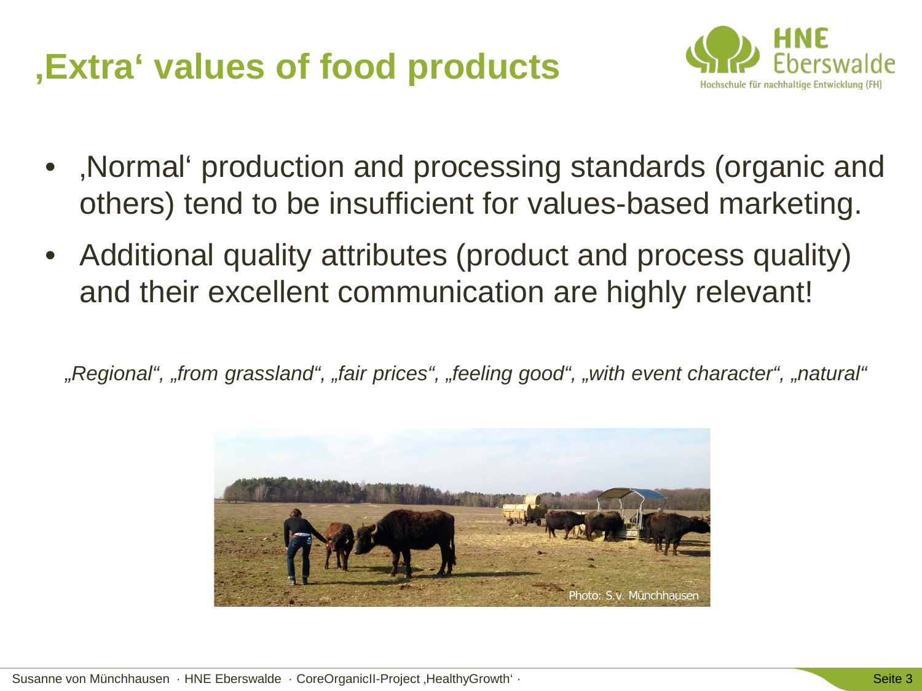# ‚Extra' values of food products

- ‚Normal' production and processing standards (organic and others) tend to be insufficient for values-based marketing.
- Additional quality attributes (product and process quality) and their excellent communication are highly relevant!

*„Regional", „from grassland", „fair prices", „feeling good", „with event character", „natural"*

Photo: S.v. Münchhausen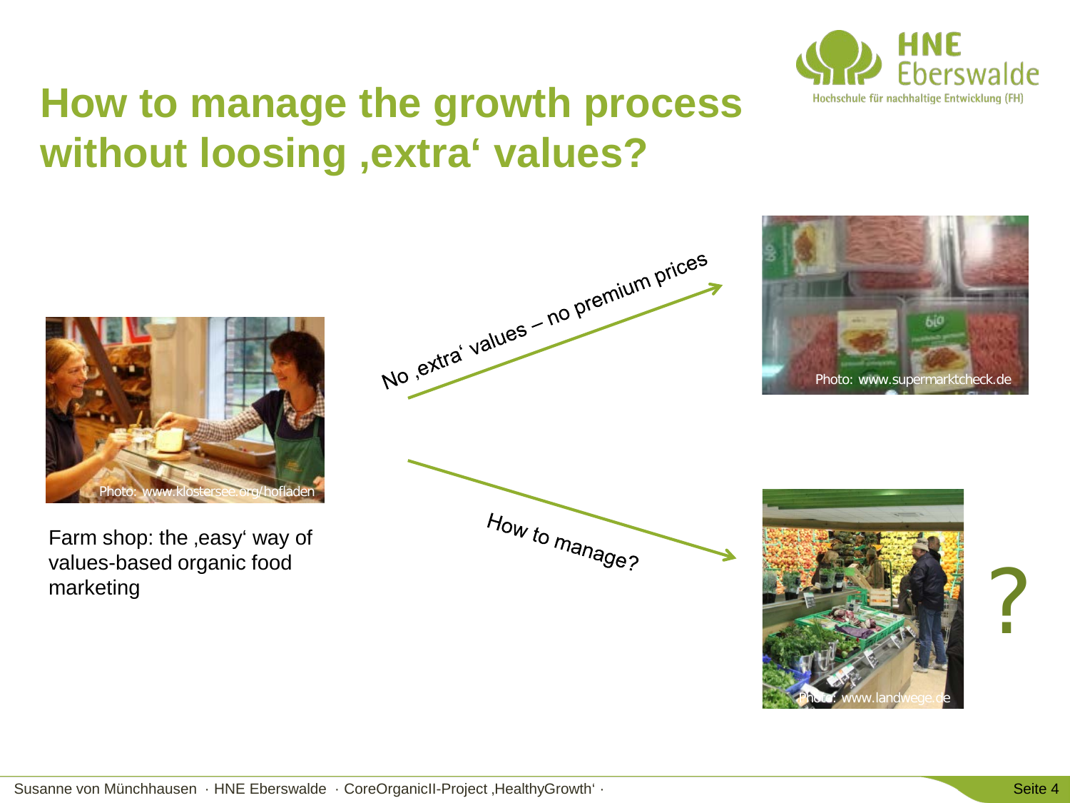# How to manage the growth process without loosing ‚extra' values?

Photo: www.klostersee.org/hofladen

Farm shop: the ‚easy' way of values-based organic food marketing

No ‚extra' values – no premium prices

Photo: www.supermarktcheck.de

How to manage?

Photo: www.landwege.de

?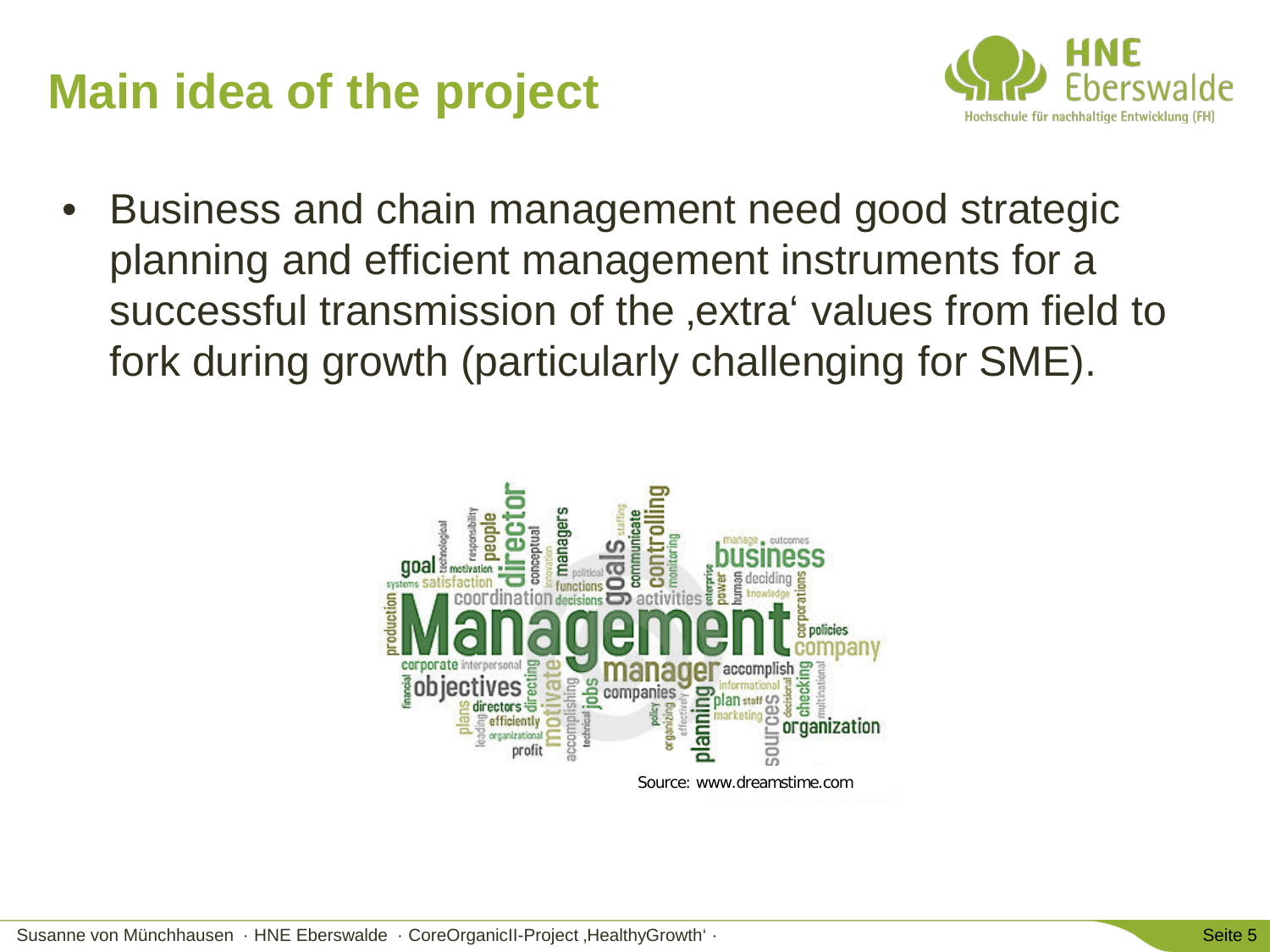# Main idea of the project

- Business and chain management need good strategic planning and efficient management instruments for a successful transmission of the ‚extra' values from field to fork during growth (particularly challenging for SME).

Source: www.dreamstime.com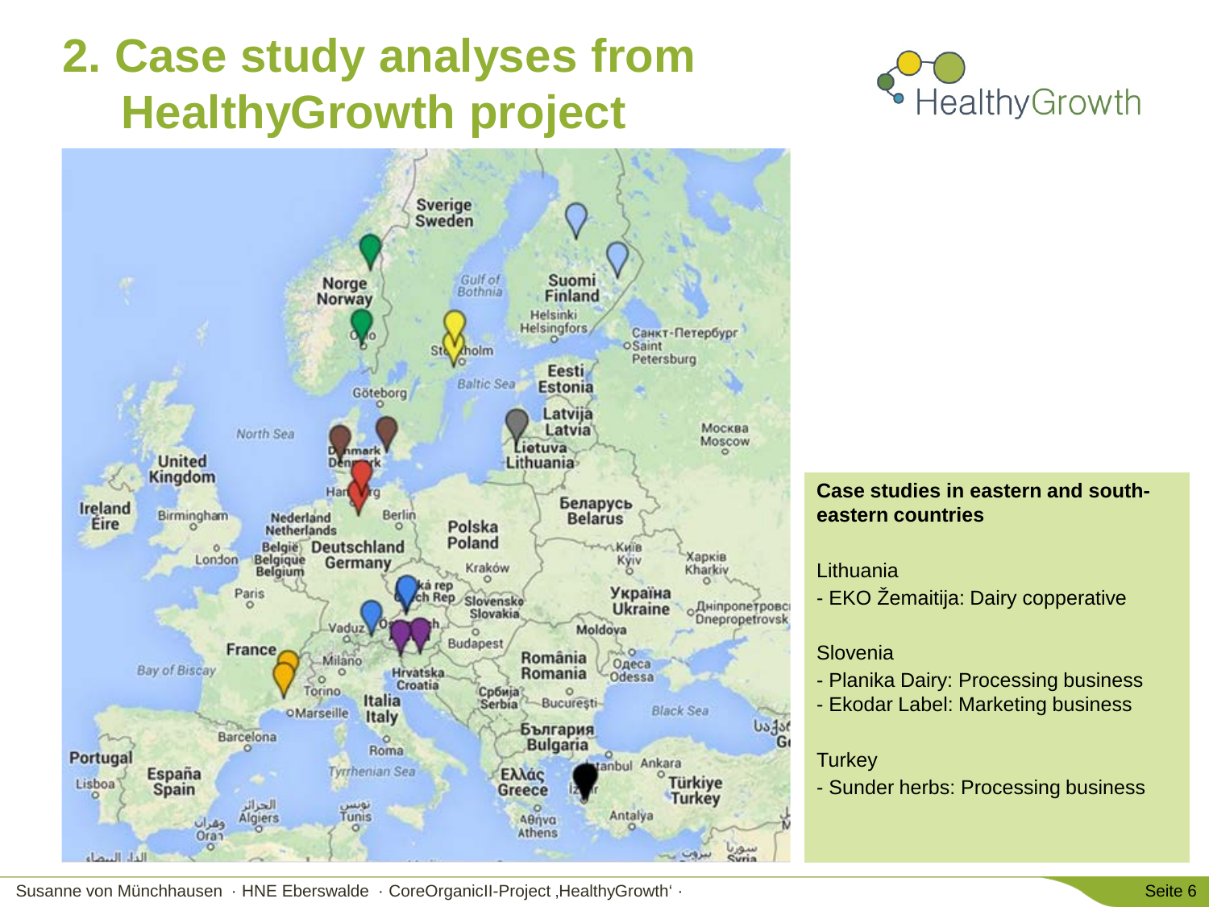# 2. Case study analyses from HealthyGrowth project

**Case studies in eastern and south-eastern countries**

Lithuania

- EKO Žemaitija: Dairy copperative

Slovenia

- Planika Dairy: Processing business
- Ekodar Label: Marketing business

Turkey

- Sunder herbs: Processing business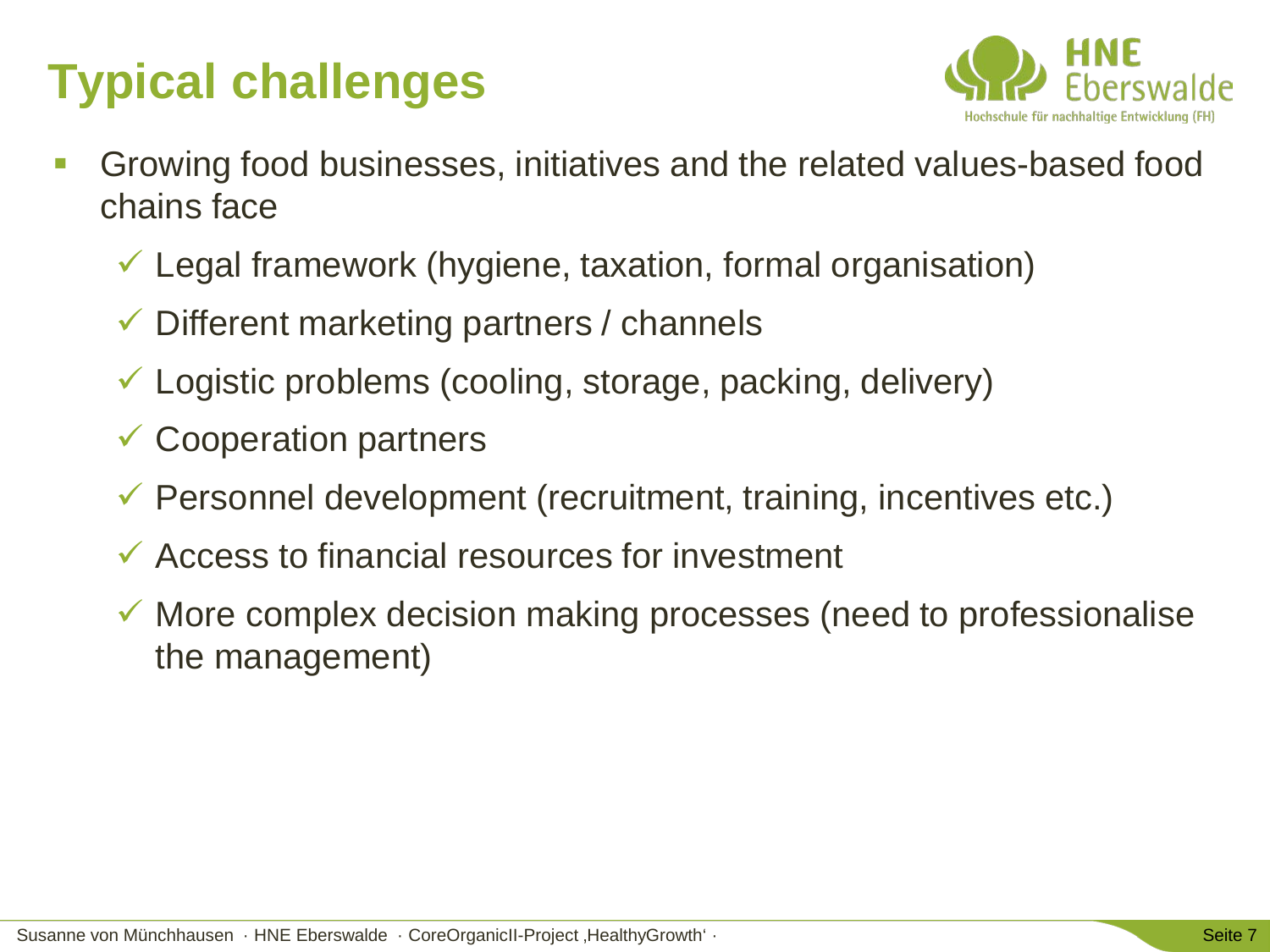# Typical challenges

- Growing food businesses, initiatives and the related values-based food chains face
  - ✓ Legal framework (hygiene, taxation, formal organisation)
  - ✓ Different marketing partners / channels
  - ✓ Logistic problems (cooling, storage, packing, delivery)
  - ✓ Cooperation partners
  - ✓ Personnel development (recruitment, training, incentives etc.)
  - ✓ Access to financial resources for investment
  - ✓ More complex decision making processes (need to professionalise the management)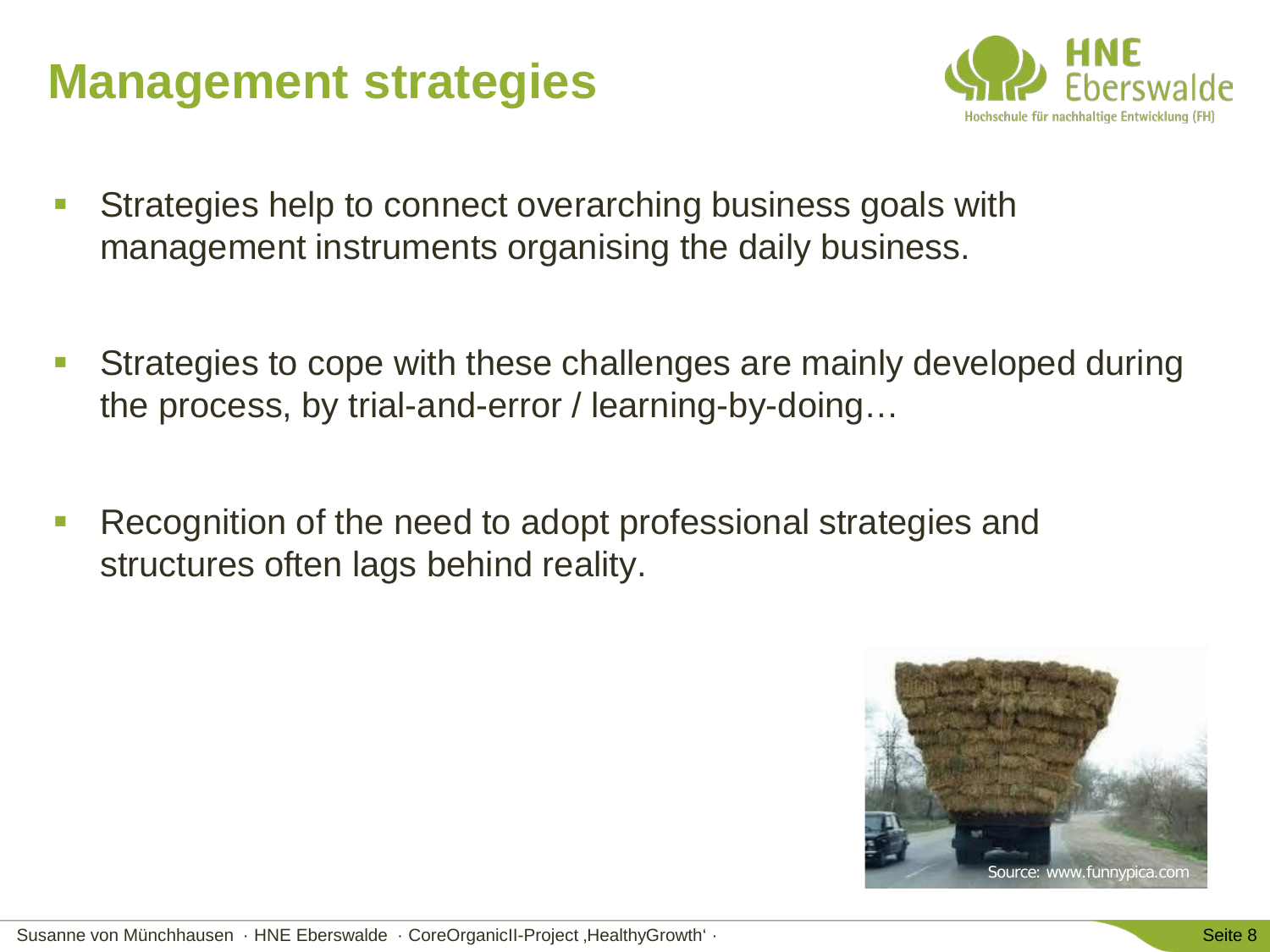# Management strategies

- Strategies help to connect overarching business goals with management instruments organising the daily business.
- Strategies to cope with these challenges are mainly developed during the process, by trial-and-error / learning-by-doing…
- Recognition of the need to adopt professional strategies and structures often lags behind reality.

Source: www.funnypica.com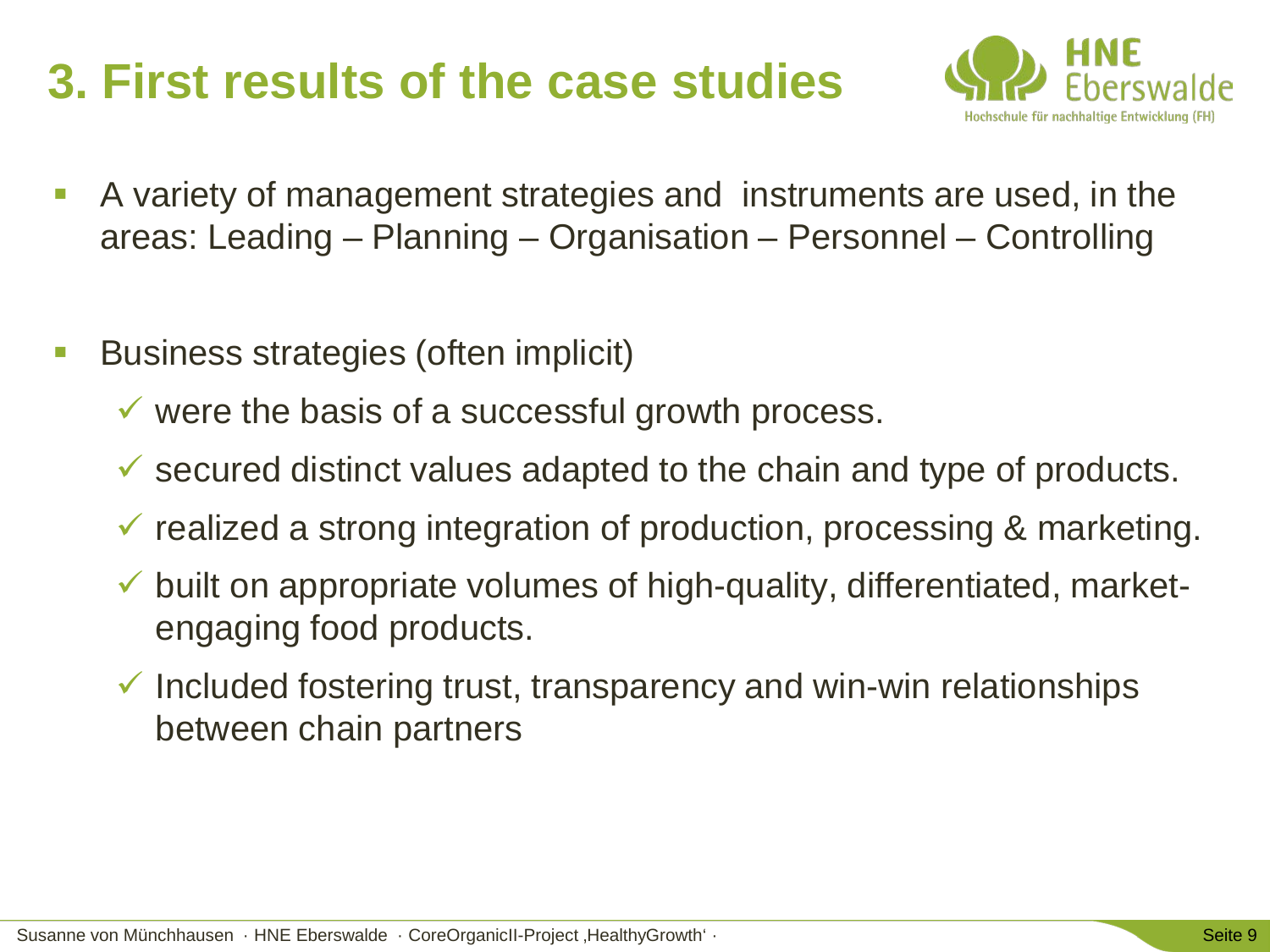# 3. First results of the case studies

- A variety of management strategies and instruments are used, in the areas: Leading – Planning – Organisation – Personnel – Controlling

- Business strategies (often implicit)
  - ✓ were the basis of a successful growth process.
  - ✓ secured distinct values adapted to the chain and type of products.
  - ✓ realized a strong integration of production, processing & marketing.
  - ✓ built on appropriate volumes of high-quality, differentiated, market-engaging food products.
  - ✓ Included fostering trust, transparency and win-win relationships between chain partners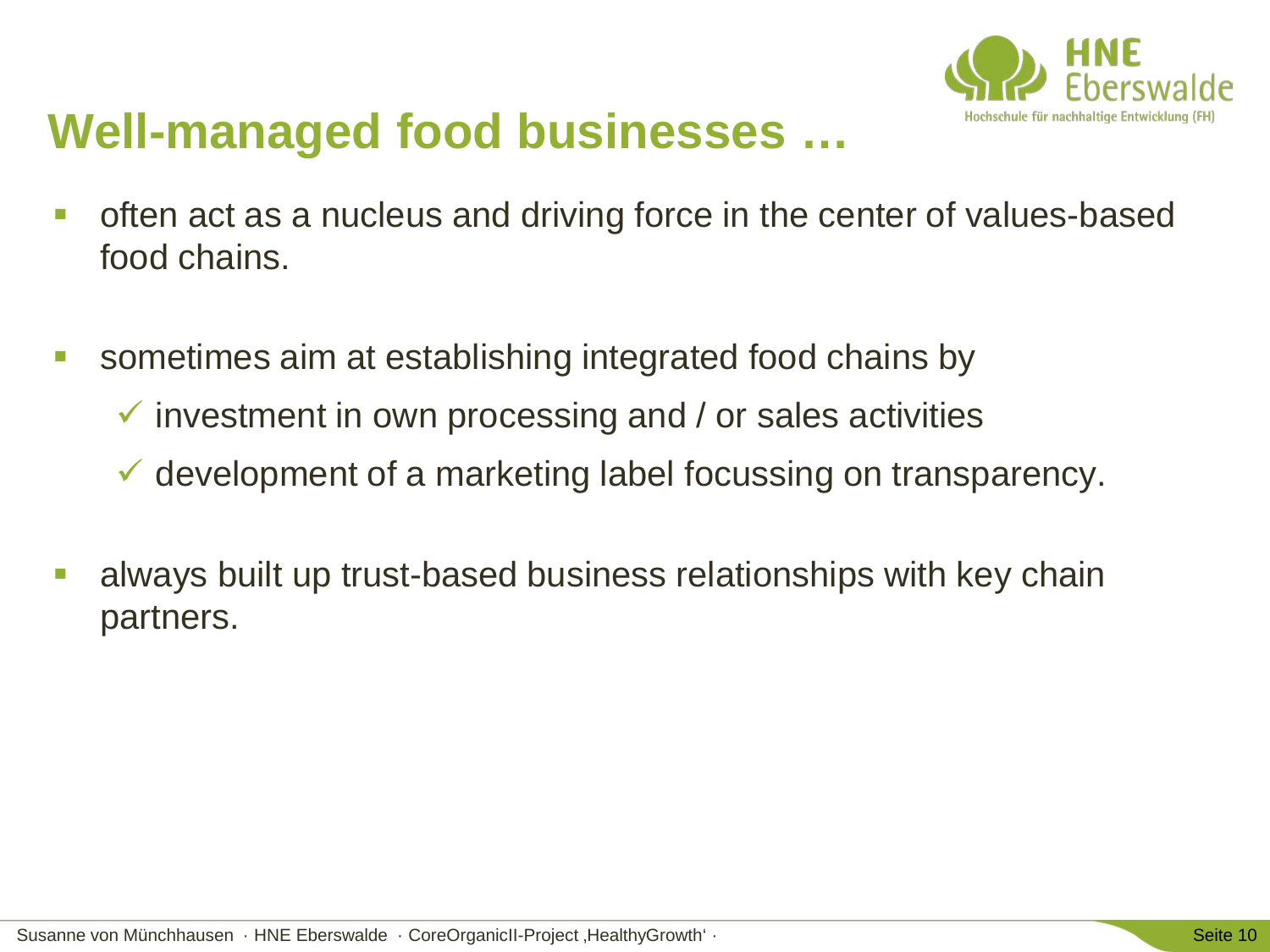# Well-managed food businesses …

- often act as a nucleus and driving force in the center of values-based food chains.
- sometimes aim at establishing integrated food chains by
  - ✓ investment in own processing and / or sales activities
  - ✓ development of a marketing label focussing on transparency.
- always built up trust-based business relationships with key chain partners.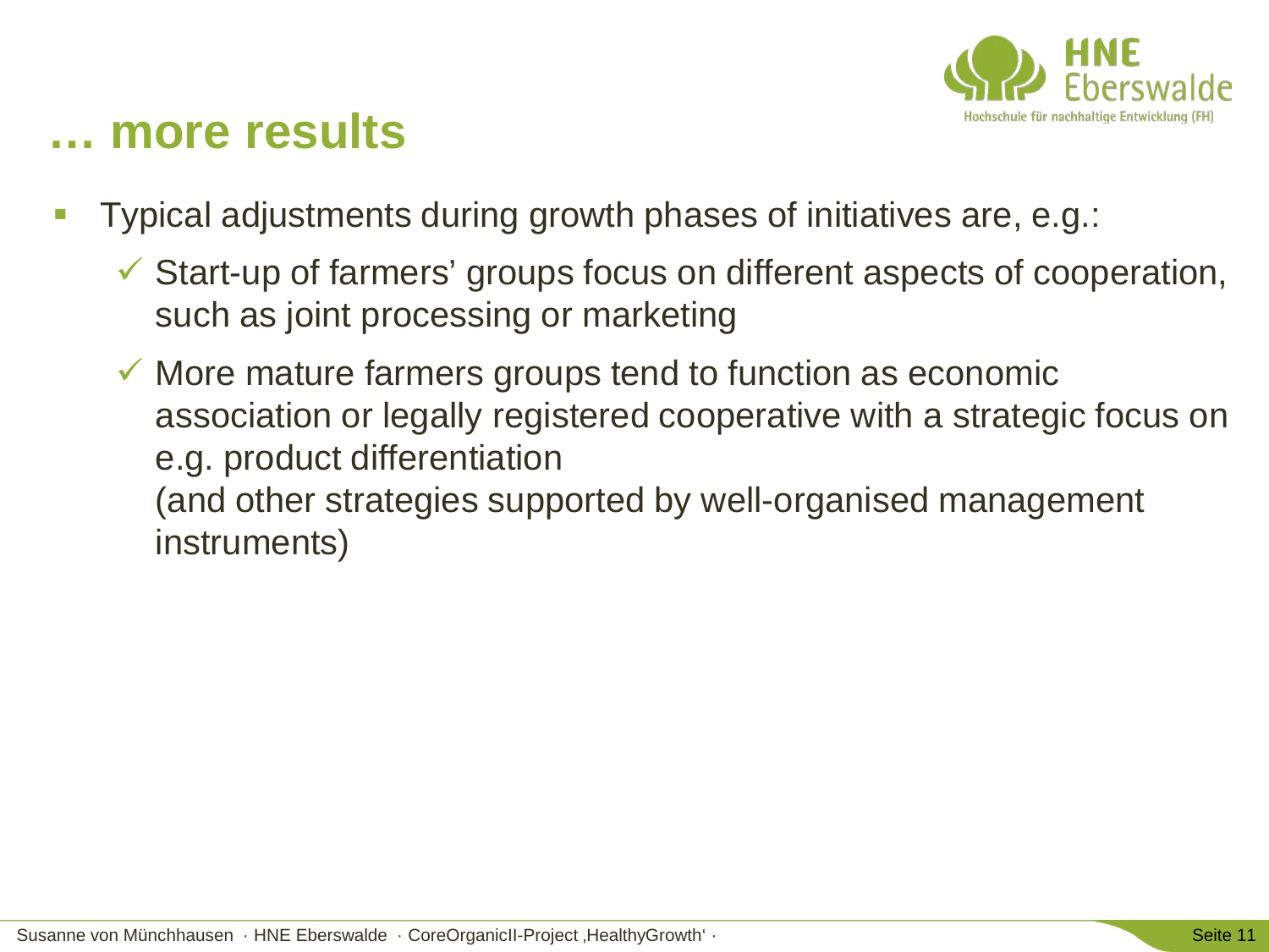# … more results

- Typical adjustments during growth phases of initiatives are, e.g.:
  - ✓ Start-up of farmers' groups focus on different aspects of cooperation, such as joint processing or marketing
  - ✓ More mature farmers groups tend to function as economic association or legally registered cooperative with a strategic focus on e.g. product differentiation
    (and other strategies supported by well-organised management instruments)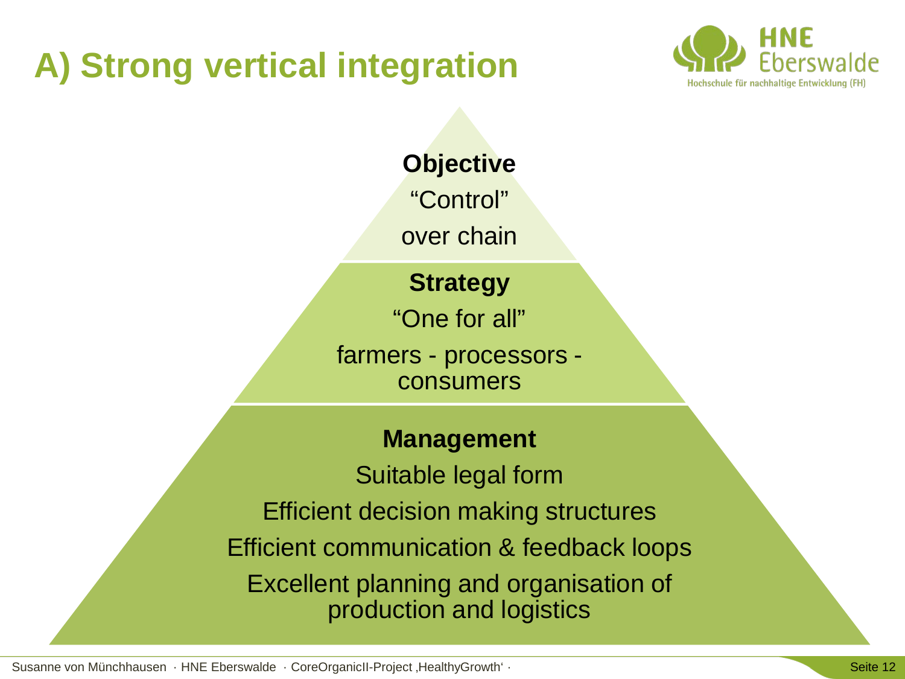# A) Strong vertical integration

**Objective**

"Control"

over chain

**Strategy**

"One for all"

farmers - processors - consumers

**Management**

Suitable legal form

Efficient decision making structures

Efficient communication & feedback loops

Excellent planning and organisation of production and logistics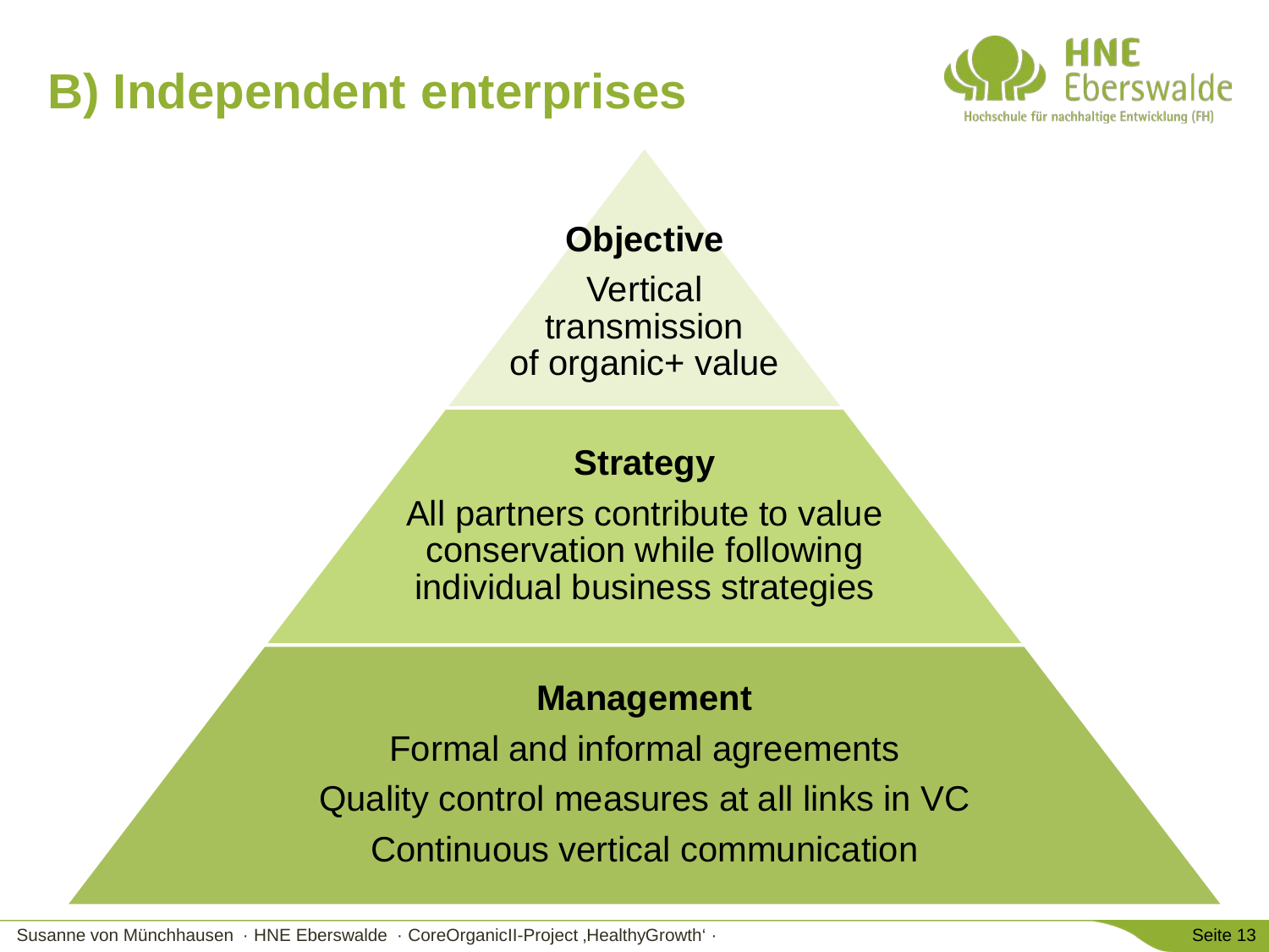# B) Independent enterprises

### Objective

Vertical transmission of organic+ value

### Strategy

All partners contribute to value conservation while following individual business strategies

### Management

Formal and informal agreements

Quality control measures at all links in VC

Continuous vertical communication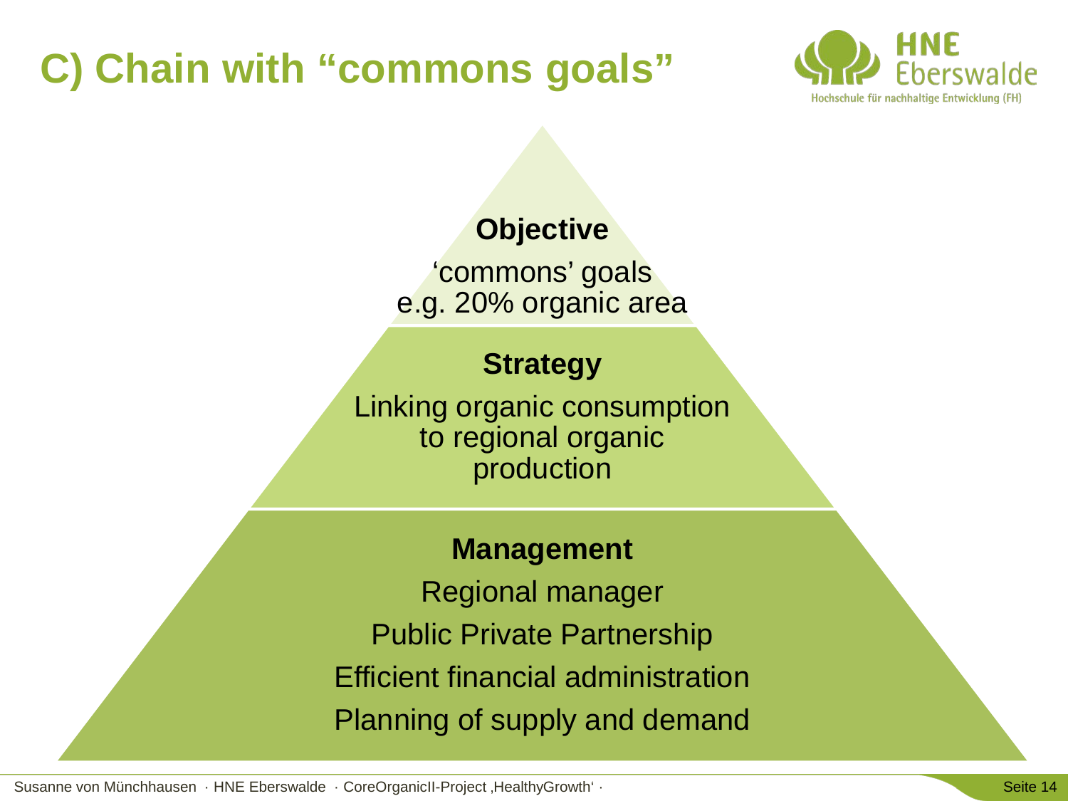# C) Chain with "commons goals"

**Objective**

'commons' goals
e.g. 20% organic area

**Strategy**

Linking organic consumption to regional organic production

**Management**

Regional manager

Public Private Partnership

Efficient financial administration

Planning of supply and demand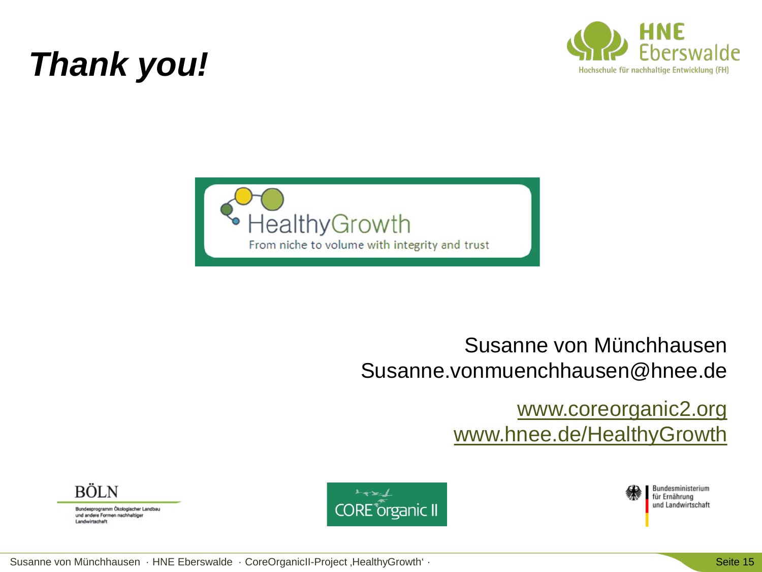# *Thank you!*

HNE Eberswalde
Hochschule für nachhaltige Entwicklung (FH)

HealthyGrowth
From niche to volume with integrity and trust

Susanne von Münchhausen
Susanne.vonmuenchhausen@hnee.de

www.coreorganic2.org
www.hnee.de/HealthyGrowth

BÖLN
Bundesprogramm Ökologischer Landbau und andere Formen nachhaltiger Landwirtschaft

CORE organic II

Bundesministerium für Ernährung und Landwirtschaft